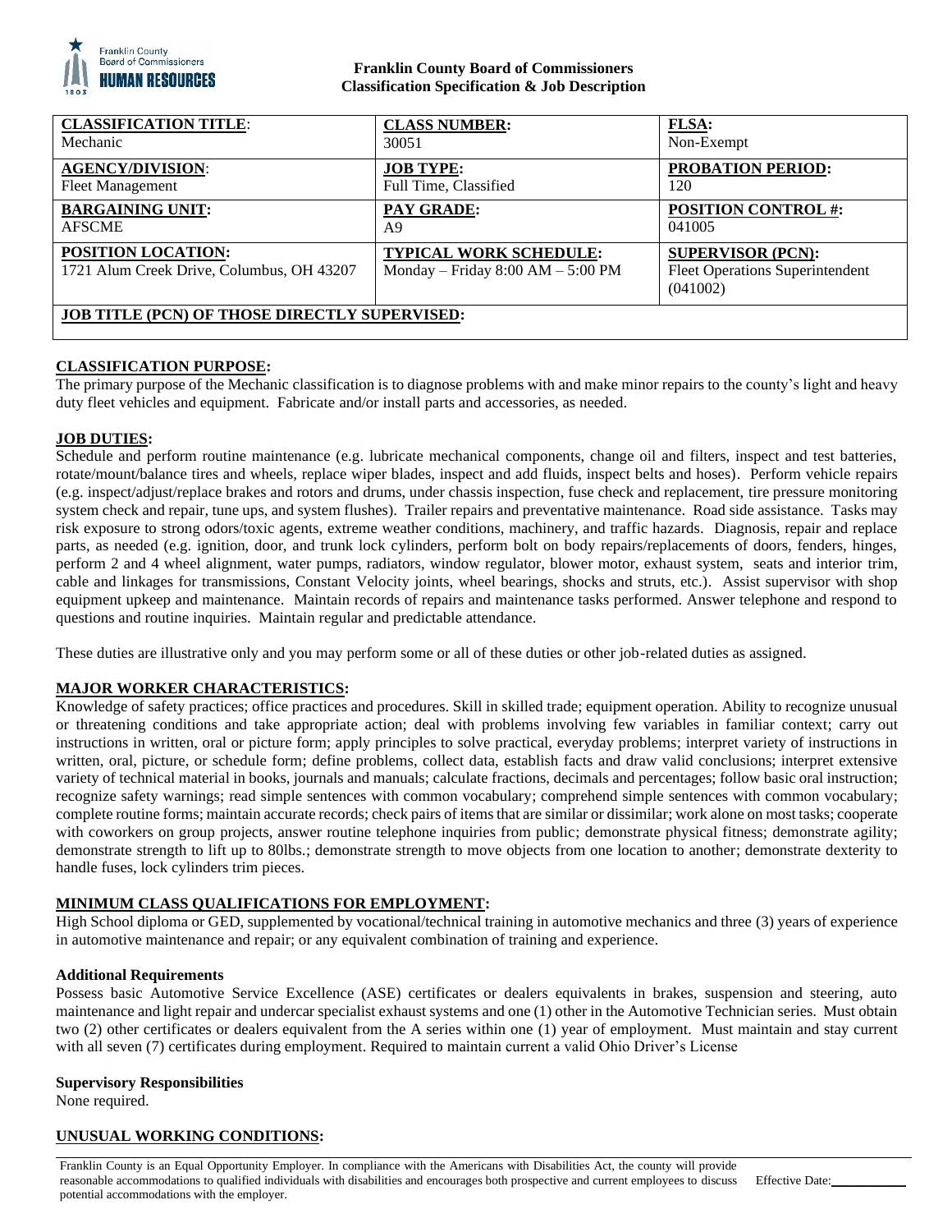**Franklin County Board of Commissioners**
**Classification Specification & Job Description**

| **CLASSIFICATION TITLE**: Mechanic | **CLASS NUMBER:** 30051 | **FLSA:** Non-Exempt |
|---|---|---|
| **AGENCY/DIVISION**: Fleet Management | **JOB TYPE:** Full Time, Classified | **PROBATION PERIOD:** 120 |
| **BARGAINING UNIT:** AFSCME | **PAY GRADE:** A9 | **POSITION CONTROL #:** 041005 |
| **POSITION LOCATION:** 1721 Alum Creek Drive, Columbus, OH 43207 | **TYPICAL WORK SCHEDULE:** Monday – Friday 8:00 AM – 5:00 PM | **SUPERVISOR (PCN):** Fleet Operations Superintendent (041002) |
| **JOB TITLE (PCN) OF THOSE DIRECTLY SUPERVISED:** | | |

## CLASSIFICATION PURPOSE:

The primary purpose of the Mechanic classification is to diagnose problems with and make minor repairs to the county's light and heavy duty fleet vehicles and equipment. Fabricate and/or install parts and accessories, as needed.

## JOB DUTIES:

Schedule and perform routine maintenance (e.g. lubricate mechanical components, change oil and filters, inspect and test batteries, rotate/mount/balance tires and wheels, replace wiper blades, inspect and add fluids, inspect belts and hoses). Perform vehicle repairs (e.g. inspect/adjust/replace brakes and rotors and drums, under chassis inspection, fuse check and replacement, tire pressure monitoring system check and repair, tune ups, and system flushes). Trailer repairs and preventative maintenance. Road side assistance. Tasks may risk exposure to strong odors/toxic agents, extreme weather conditions, machinery, and traffic hazards. Diagnosis, repair and replace parts, as needed (e.g. ignition, door, and trunk lock cylinders, perform bolt on body repairs/replacements of doors, fenders, hinges, perform 2 and 4 wheel alignment, water pumps, radiators, window regulator, blower motor, exhaust system, seats and interior trim, cable and linkages for transmissions, Constant Velocity joints, wheel bearings, shocks and struts, etc.). Assist supervisor with shop equipment upkeep and maintenance. Maintain records of repairs and maintenance tasks performed. Answer telephone and respond to questions and routine inquiries. Maintain regular and predictable attendance.

These duties are illustrative only and you may perform some or all of these duties or other job-related duties as assigned.

## MAJOR WORKER CHARACTERISTICS:

Knowledge of safety practices; office practices and procedures. Skill in skilled trade; equipment operation. Ability to recognize unusual or threatening conditions and take appropriate action; deal with problems involving few variables in familiar context; carry out instructions in written, oral or picture form; apply principles to solve practical, everyday problems; interpret variety of instructions in written, oral, picture, or schedule form; define problems, collect data, establish facts and draw valid conclusions; interpret extensive variety of technical material in books, journals and manuals; calculate fractions, decimals and percentages; follow basic oral instruction; recognize safety warnings; read simple sentences with common vocabulary; comprehend simple sentences with common vocabulary; complete routine forms; maintain accurate records; check pairs of items that are similar or dissimilar; work alone on most tasks; cooperate with coworkers on group projects, answer routine telephone inquiries from public; demonstrate physical fitness; demonstrate agility; demonstrate strength to lift up to 80lbs.; demonstrate strength to move objects from one location to another; demonstrate dexterity to handle fuses, lock cylinders trim pieces.

## MINIMUM CLASS QUALIFICATIONS FOR EMPLOYMENT:

High School diploma or GED, supplemented by vocational/technical training in automotive mechanics and three (3) years of experience in automotive maintenance and repair; or any equivalent combination of training and experience.

### Additional Requirements

Possess basic Automotive Service Excellence (ASE) certificates or dealers equivalents in brakes, suspension and steering, auto maintenance and light repair and undercar specialist exhaust systems and one (1) other in the Automotive Technician series. Must obtain two (2) other certificates or dealers equivalent from the A series within one (1) year of employment. Must maintain and stay current with all seven (7) certificates during employment. Required to maintain current a valid Ohio Driver's License

### Supervisory Responsibilities

None required.

## UNUSUAL WORKING CONDITIONS:

Franklin County is an Equal Opportunity Employer. In compliance with the Americans with Disabilities Act, the county will provide reasonable accommodations to qualified individuals with disabilities and encourages both prospective and current employees to discuss potential accommodations with the employer.

Effective Date:___________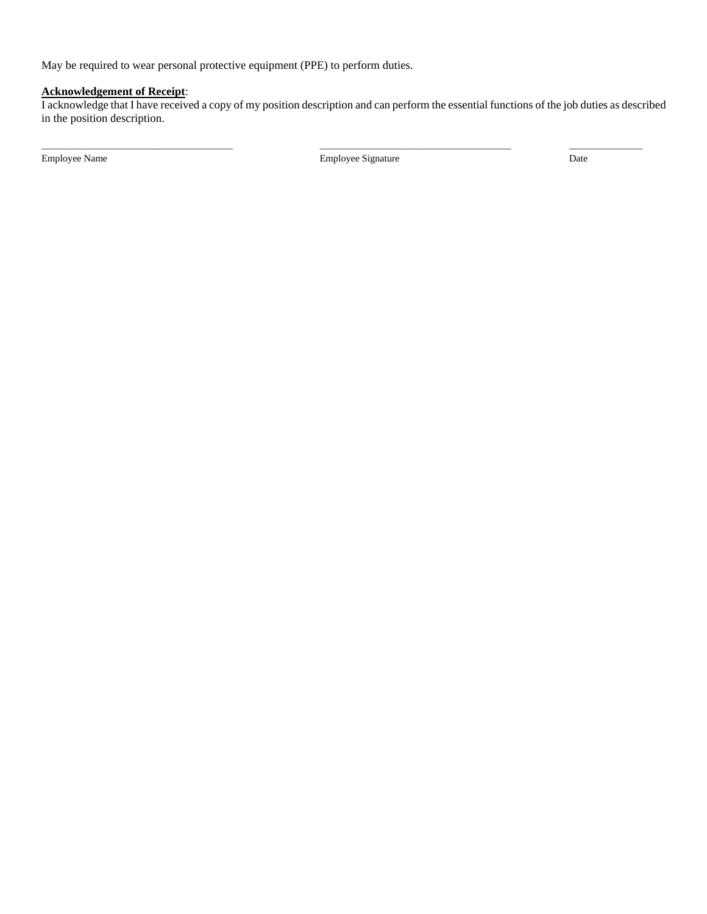May be required to wear personal protective equipment (PPE) to perform duties.

**Acknowledgement of Receipt**:
I acknowledge that I have received a copy of my position description and can perform the essential functions of the job duties as described in the position description.

| | | |
|---|---|---|
| ______________________________ | ______________________________ | ______________ |
| Employee Name | Employee Signature | Date |